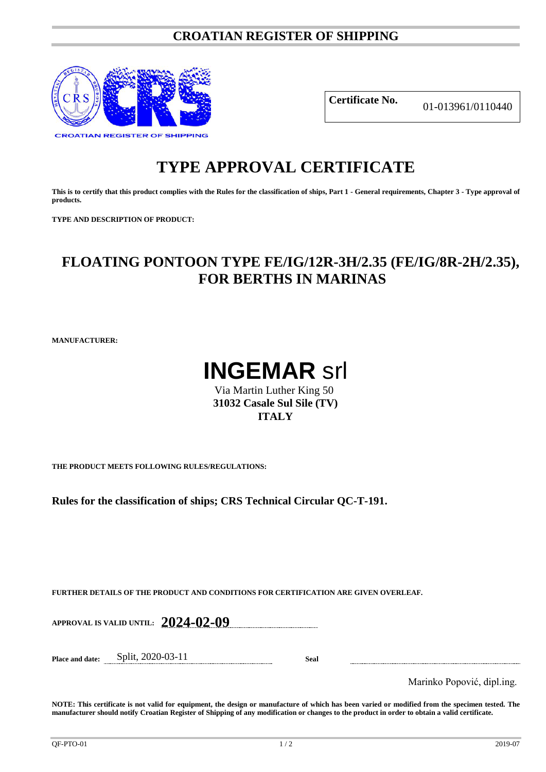# CROATIAN REGISTER OF SHIPPING

CROATIAN REGISTER OF SHIPPING

| **Certificate No.** | 01-013961/0110440 |
|---|---|

# TYPE APPROVAL CERTIFICATE

**This is to certify that this product complies with the Rules for the classification of ships, Part 1 - General requirements, Chapter 3 - Type approval of products.**

**TYPE AND DESCRIPTION OF PRODUCT:**

## FLOATING PONTOON TYPE FE/IG/12R-3H/2.35 (FE/IG/8R-2H/2.35), FOR BERTHS IN MARINAS

**MANUFACTURER:**

# **INGEMAR** srl

Via Martin Luther King 50
**31032 Casale Sul Sile (TV)**
**ITALY**

**THE PRODUCT MEETS FOLLOWING RULES/REGULATIONS:**

**Rules for the classification of ships; CRS Technical Circular QC-T-191.**

**FURTHER DETAILS OF THE PRODUCT AND CONDITIONS FOR CERTIFICATION ARE GIVEN OVERLEAF.**

**APPROVAL IS VALID UNTIL:** **2024-02-09**

**Place and date:** Split, 2020-03-11 **Seal**

Marinko Popović, dipl.ing.

**NOTE: This certificate is not valid for equipment, the design or manufacture of which has been varied or modified from the specimen tested. The manufacturer should notify Croatian Register of Shipping of any modification or changes to the product in order to obtain a valid certificate.**

QF-PTO-01 2019-07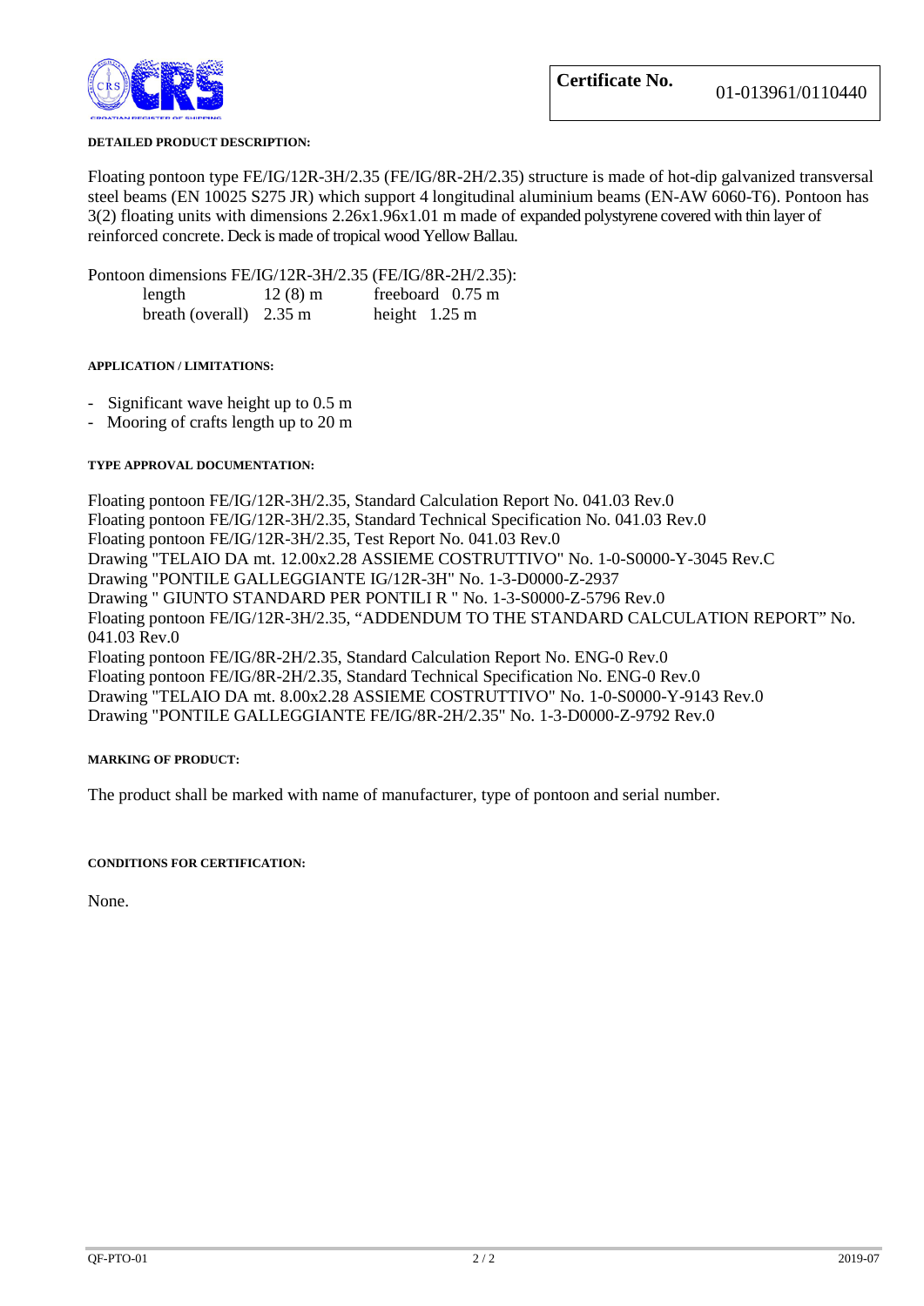**Certificate No.** 01-013961/0110440

**DETAILED PRODUCT DESCRIPTION:**

Floating pontoon type FE/IG/12R-3H/2.35 (FE/IG/8R-2H/2.35) structure is made of hot-dip galvanized transversal steel beams (EN 10025 S275 JR) which support 4 longitudinal aluminium beams (EN-AW 6060-T6). Pontoon has 3(2) floating units with dimensions 2.26x1.96x1.01 m made of expanded polystyrene covered with thin layer of reinforced concrete. Deck is made of tropical wood Yellow Ballau.

Pontoon dimensions FE/IG/12R-3H/2.35 (FE/IG/8R-2H/2.35):

| | | | |
|---|---|---|---|
| length | 12 (8) m | freeboard | 0.75 m |
| breath (overall) | 2.35 m | height | 1.25 m |

**APPLICATION / LIMITATIONS:**

- Significant wave height up to 0.5 m
- Mooring of crafts length up to 20 m

**TYPE APPROVAL DOCUMENTATION:**

Floating pontoon FE/IG/12R-3H/2.35, Standard Calculation Report No. 041.03 Rev.0
Floating pontoon FE/IG/12R-3H/2.35, Standard Technical Specification No. 041.03 Rev.0
Floating pontoon FE/IG/12R-3H/2.35, Test Report No. 041.03 Rev.0
Drawing "TELAIO DA mt. 12.00x2.28 ASSIEME COSTRUTTIVO" No. 1-0-S0000-Y-3045 Rev.C
Drawing "PONTILE GALLEGGIANTE IG/12R-3H" No. 1-3-D0000-Z-2937
Drawing " GIUNTO STANDARD PER PONTILI R " No. 1-3-S0000-Z-5796 Rev.0
Floating pontoon FE/IG/12R-3H/2.35, "ADDENDUM TO THE STANDARD CALCULATION REPORT" No. 041.03 Rev.0
Floating pontoon FE/IG/8R-2H/2.35, Standard Calculation Report No. ENG-0 Rev.0
Floating pontoon FE/IG/8R-2H/2.35, Standard Technical Specification No. ENG-0 Rev.0
Drawing "TELAIO DA mt. 8.00x2.28 ASSIEME COSTRUTTIVO" No. 1-0-S0000-Y-9143 Rev.0
Drawing "PONTILE GALLEGGIANTE FE/IG/8R-2H/2.35" No. 1-3-D0000-Z-9792 Rev.0

**MARKING OF PRODUCT:**

The product shall be marked with name of manufacturer, type of pontoon and serial number.

**CONDITIONS FOR CERTIFICATION:**

None.